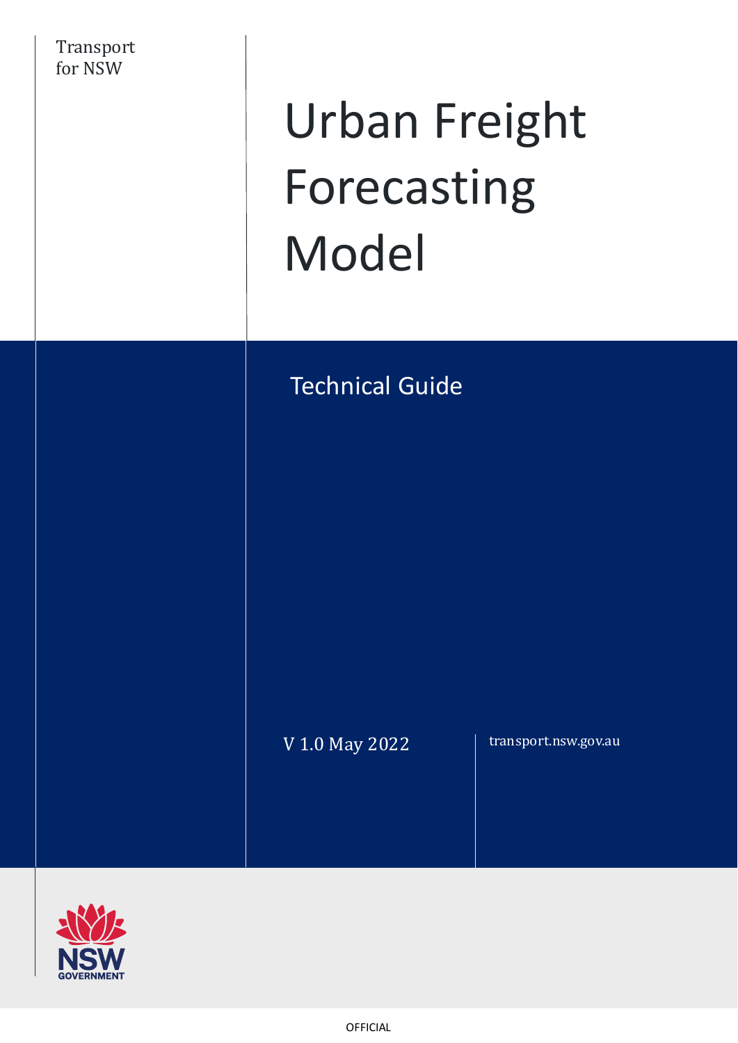Transport for NSW

# Urban Freight Forecasting Model

## Technical Guide

V 1.0 May 2022

transport.nsw.gov.au

OFFICIAL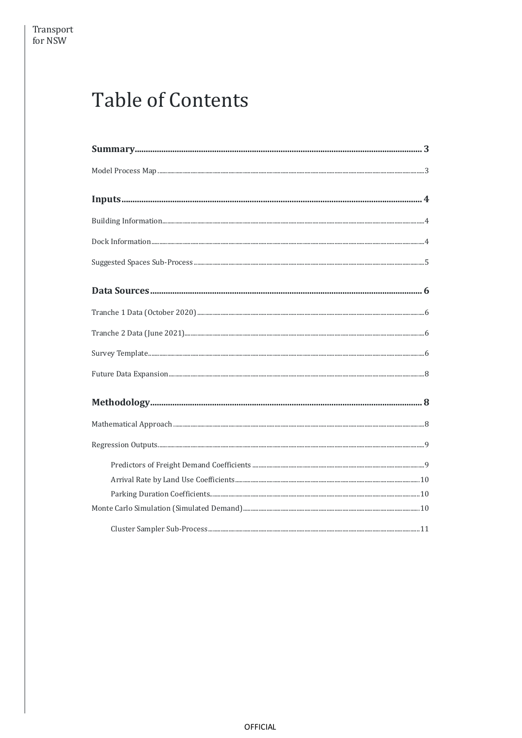# Table of Contents

**Summary** .......... 3

Model Process Map .......... 3

**Inputs** .......... 4

Building Information .......... 4

Dock Information .......... 4

Suggested Spaces Sub-Process .......... 5

**Data Sources** .......... 6

Tranche 1 Data (October 2020) .......... 6

Tranche 2 Data (June 2021) .......... 6

Survey Template .......... 6

Future Data Expansion .......... 8

**Methodology** .......... 8

Mathematical Approach .......... 8

Regression Outputs .......... 9

- Predictors of Freight Demand Coefficients .......... 9
- Arrival Rate by Land Use Coefficients .......... 10
- Parking Duration Coefficients .......... 10

Monte Carlo Simulation (Simulated Demand) .......... 10

- Cluster Sampler Sub-Process .......... 11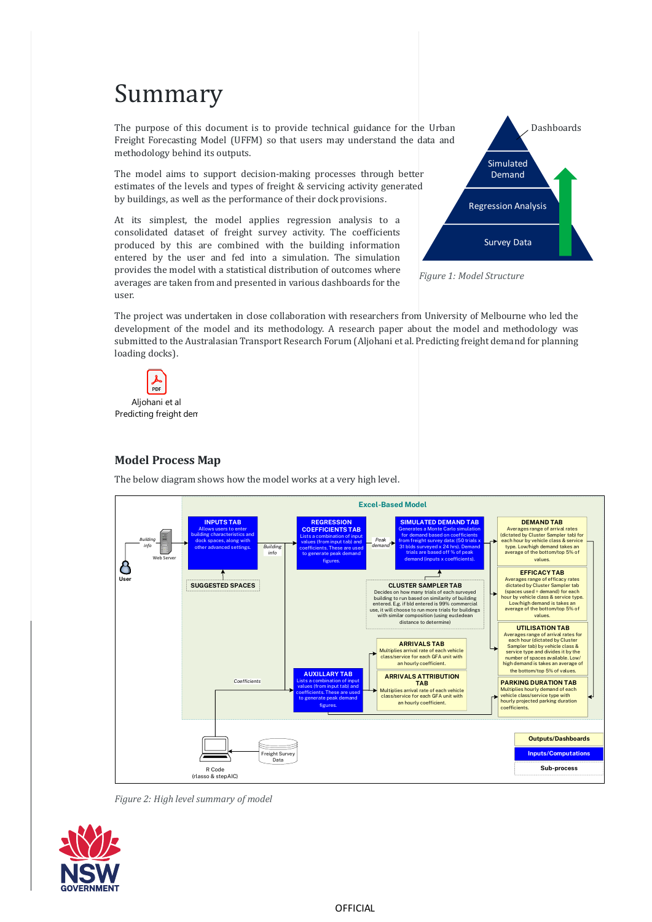# Summary

The purpose of this document is to provide technical guidance for the Urban Freight Forecasting Model (UFFM) so that users may understand the data and methodology behind its outputs.

The model aims to support decision-making processes through better estimates of the levels and types of freight & servicing activity generated by buildings, as well as the performance of their dock provisions.

At its simplest, the model applies regression analysis to a consolidated dataset of freight survey activity. The coefficients produced by this are combined with the building information entered by the user and fed into a simulation. The simulation provides the model with a statistical distribution of outcomes where averages are taken from and presented in various dashboards for the user.

Dashboards

Simulated Demand

Regression Analysis

Survey Data

*Figure 1: Model Structure*

The project was undertaken in close collaboration with researchers from University of Melbourne who led the development of the model and its methodology. A research paper about the model and methodology was submitted to the Australasian Transport Research Forum (Aljohani et al. Predicting freight demand for planning loading docks).

Aljohani et al
Predicting freight dem

## Model Process Map

The below diagram shows how the model works at a very high level.

**Excel-Based Model**

User — Building info — Web Server

**INPUTS TAB**
Allows users to enter building characteristics and dock spaces, along with other advanced settings.

**SUGGESTED SPACES**

Building info

**REGRESSION COEFFICIENTS TAB**
Lists a combination of input values (from input tab) and coefficients. These are used to generate peak demand figures.

Peak demand

**SIMULATED DEMAND TAB**
Generates a Monte Carlo simulation for demand based on coefficients from freight survey data: (50 trials x 31 blds surveyed x 24 hrs). Demand trials are based off % of peak demand (inputs x coefficients).

**CLUSTER SAMPLER TAB**
Decides on how many trials of each surveyed building to run based on similarity of building entered. E.g. if bld entered is 99% commercial use, it will choose to run more trials for buildings with similar composition (using euclidean distance to determine)

**DEMAND TAB**
Averages range of arrival rates (dictated by Cluster Sampler tab) for each hour by vehicle class & service type. Low/high demand takes an average of the bottom/top 5% of values.

**EFFICACY TAB**
Averages range of efficacy rates dictated by Cluster Sampler tab (spaces used ÷ demand) for each hour by vehicle class & service type. Low/high demand is takes an average of the bottom/top 5% of values.

**UTILISATION TAB**
Averages range of arrival rates for each hour (dictated by Cluster Sampler tab) by vehicle class & service type and divides it by the number of spaces available. Low/high demand is takes an average of the bottom/top 5% of values.

**PARKING DURATION TAB**
Multiplies hourly demand of each vehicle class/service type with hourly projected parking duration coefficients.

**ARRIVALS TAB**
Multiplies arrival rate of each vehicle class/service for each GFA unit with an hourly coefficient.

**ARRIVALS ATTRIBUTION TAB**
Multiplies arrival rate of each vehicle class/service for each GFA unit with an hourly coefficient.

**AUXILLARY TAB**
Lists a combination of input values (from input tab) and coefficients. These are used to generate peak demand figures.

Coefficients

R Code
(rlasso & stepAIC)

Freight Survey Data

Legend: Outputs/Dashboards; Inputs/Computations; Sub-process

*Figure 2: High level summary of model*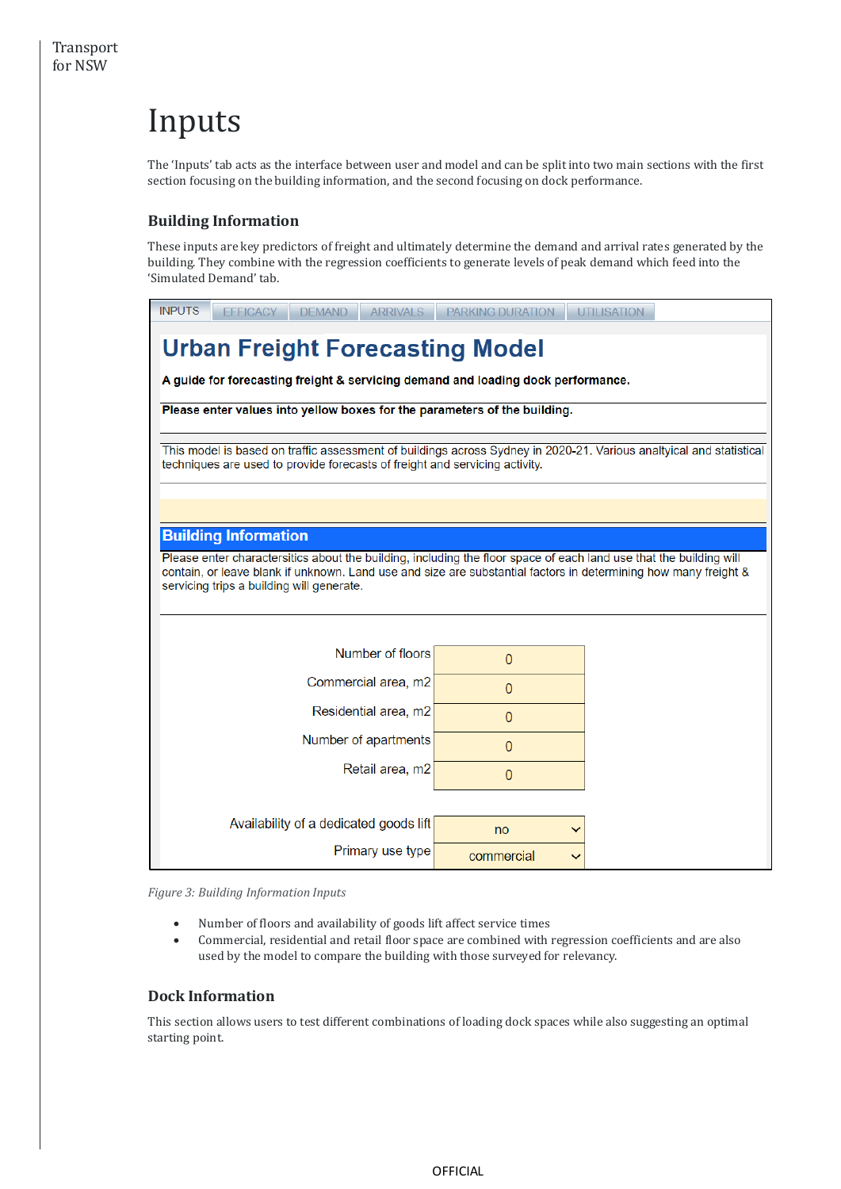# Inputs

The 'Inputs' tab acts as the interface between user and model and can be split into two main sections with the first section focusing on the building information, and the second focusing on dock performance.

## Building Information

These inputs are key predictors of freight and ultimately determine the demand and arrival rates generated by the building. They combine with the regression coefficients to generate levels of peak demand which feed into the 'Simulated Demand' tab.

INPUTS | EFFICACY | DEMAND | ARRIVALS | PARKING DURATION | UTILISATION

**Urban Freight Forecasting Model**

**A guide for forecasting freight & servicing demand and loading dock performance.**

**Please enter values into yellow boxes for the parameters of the building.**

This model is based on traffic assessment of buildings across Sydney in 2020-21. Various analtyical and statistical techniques are used to provide forecasts of freight and servicing activity.

**Building Information**

Please enter charactersitics about the building, including the floor space of each land use that the building will contain, or leave blank if unknown. Land use and size are substantial factors in determining how many freight & servicing trips a building will generate.

| | |
|---|---|
| Number of floors | 0 |
| Commercial area, m2 | 0 |
| Residential area, m2 | 0 |
| Number of apartments | 0 |
| Retail area, m2 | 0 |
| Availability of a dedicated goods lift | no |
| Primary use type | commercial |

*Figure 3: Building Information Inputs*

- Number of floors and availability of goods lift affect service times
- Commercial, residential and retail floor space are combined with regression coefficients and are also used by the model to compare the building with those surveyed for relevancy.

## Dock Information

This section allows users to test different combinations of loading dock spaces while also suggesting an optimal starting point.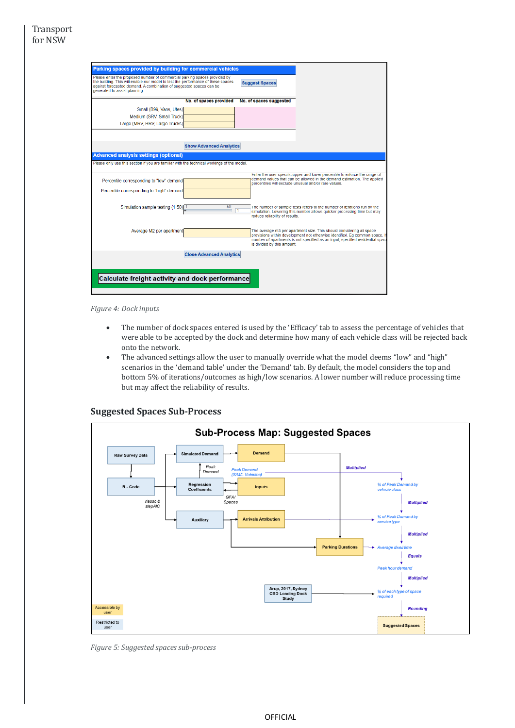Figure 4: Dock inputs

- The number of dock spaces entered is used by the 'Efficacy' tab to assess the percentage of vehicles that were able to be accepted by the dock and determine how many of each vehicle class will be rejected back onto the network.
- The advanced settings allow the user to manually override what the model deems "low" and "high" scenarios in the 'demand table' under the 'Demand' tab. By default, the model considers the top and bottom 5% of iterations/outcomes as high/low scenarios. A lower number will reduce processing time but may affect the reliability of results.

### Suggested Spaces Sub-Process

Figure 5: Suggested spaces sub-process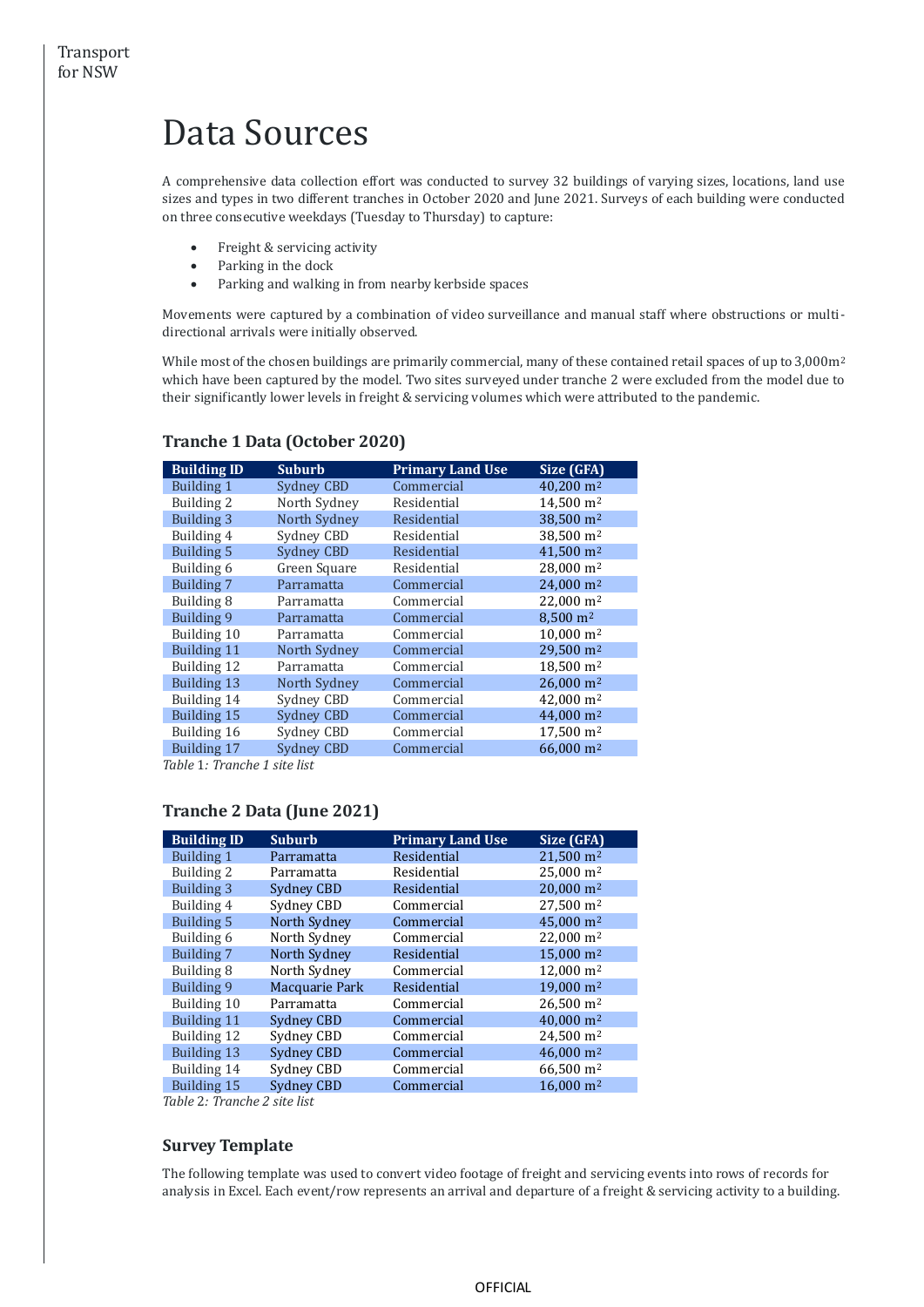# Data Sources

A comprehensive data collection effort was conducted to survey 32 buildings of varying sizes, locations, land use sizes and types in two different tranches in October 2020 and June 2021. Surveys of each building were conducted on three consecutive weekdays (Tuesday to Thursday) to capture:

- Freight & servicing activity
- Parking in the dock
- Parking and walking in from nearby kerbside spaces

Movements were captured by a combination of video surveillance and manual staff where obstructions or multi-directional arrivals were initially observed.

While most of the chosen buildings are primarily commercial, many of these contained retail spaces of up to 3,000m$^2$ which have been captured by the model. Two sites surveyed under tranche 2 were excluded from the model due to their significantly lower levels in freight & servicing volumes which were attributed to the pandemic.

## Tranche 1 Data (October 2020)

| Building ID | Suburb | Primary Land Use | Size (GFA) |
|---|---|---|---|
| Building 1 | Sydney CBD | Commercial | 40,200 m$^2$ |
| Building 2 | North Sydney | Residential | 14,500 m$^2$ |
| Building 3 | North Sydney | Residential | 38,500 m$^2$ |
| Building 4 | Sydney CBD | Residential | 38,500 m$^2$ |
| Building 5 | Sydney CBD | Residential | 41,500 m$^2$ |
| Building 6 | Green Square | Residential | 28,000 m$^2$ |
| Building 7 | Parramatta | Commercial | 24,000 m$^2$ |
| Building 8 | Parramatta | Commercial | 22,000 m$^2$ |
| Building 9 | Parramatta | Commercial | 8,500 m$^2$ |
| Building 10 | Parramatta | Commercial | 10,000 m$^2$ |
| Building 11 | North Sydney | Commercial | 29,500 m$^2$ |
| Building 12 | Parramatta | Commercial | 18,500 m$^2$ |
| Building 13 | North Sydney | Commercial | 26,000 m$^2$ |
| Building 14 | Sydney CBD | Commercial | 42,000 m$^2$ |
| Building 15 | Sydney CBD | Commercial | 44,000 m$^2$ |
| Building 16 | Sydney CBD | Commercial | 17,500 m$^2$ |
| Building 17 | Sydney CBD | Commercial | 66,000 m$^2$ |

*Table 1: Tranche 1 site list*

## Tranche 2 Data (June 2021)

| Building ID | Suburb | Primary Land Use | Size (GFA) |
|---|---|---|---|
| Building 1 | Parramatta | Residential | 21,500 m$^2$ |
| Building 2 | Parramatta | Residential | 25,000 m$^2$ |
| Building 3 | Sydney CBD | Residential | 20,000 m$^2$ |
| Building 4 | Sydney CBD | Commercial | 27,500 m$^2$ |
| Building 5 | North Sydney | Commercial | 45,000 m$^2$ |
| Building 6 | North Sydney | Commercial | 22,000 m$^2$ |
| Building 7 | North Sydney | Residential | 15,000 m$^2$ |
| Building 8 | North Sydney | Commercial | 12,000 m$^2$ |
| Building 9 | Macquarie Park | Residential | 19,000 m$^2$ |
| Building 10 | Parramatta | Commercial | 26,500 m$^2$ |
| Building 11 | Sydney CBD | Commercial | 40,000 m$^2$ |
| Building 12 | Sydney CBD | Commercial | 24,500 m$^2$ |
| Building 13 | Sydney CBD | Commercial | 46,000 m$^2$ |
| Building 14 | Sydney CBD | Commercial | 66,500 m$^2$ |
| Building 15 | Sydney CBD | Commercial | 16,000 m$^2$ |

*Table 2: Tranche 2 site list*

## Survey Template

The following template was used to convert video footage of freight and servicing events into rows of records for analysis in Excel. Each event/row represents an arrival and departure of a freight & servicing activity to a building.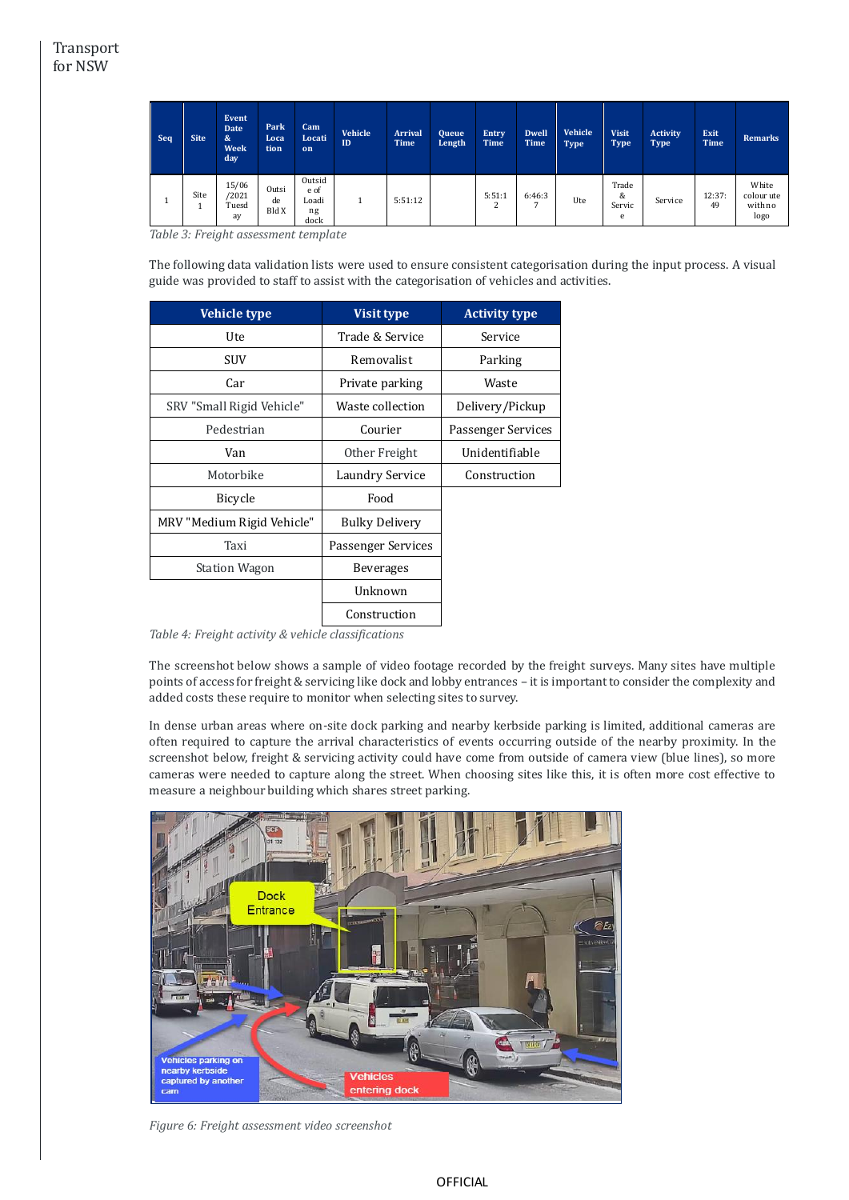| Seq | Site | Event Date & Week day | Park Location | Cam Location | Vehicle ID | Arrival Time | Queue Length | Entry Time | Dwell Time | Vehicle Type | Visit Type | Activity Type | Exit Time | Remarks |
|---|---|---|---|---|---|---|---|---|---|---|---|---|---|---|
| 1 | Site 1 | 15/06/2021 Tuesday | Outside Bld X | Outside of Loading dock | 1 | 5:51:12 | | 5:51:12 | 6:46:37 | Ute | Trade & Service | Service | 12:37:49 | White colour ute with no logo |

*Table 3: Freight assessment template*

The following data validation lists were used to ensure consistent categorisation during the input process. A visual guide was provided to staff to assist with the categorisation of vehicles and activities.

| Vehicle type | Visit type | Activity type |
|---|---|---|
| Ute | Trade & Service | Service |
| SUV | Removalist | Parking |
| Car | Private parking | Waste |
| SRV "Small Rigid Vehicle" | Waste collection | Delivery/Pickup |
| Pedestrian | Courier | Passenger Services |
| Van | Other Freight | Unidentifiable |
| Motorbike | Laundry Service | Construction |
| Bicycle | Food | |
| MRV "Medium Rigid Vehicle" | Bulky Delivery | |
| Taxi | Passenger Services | |
| Station Wagon | Beverages | |
| | Unknown | |
| | Construction | |

*Table 4: Freight activity & vehicle classifications*

The screenshot below shows a sample of video footage recorded by the freight surveys. Many sites have multiple points of access for freight & servicing like dock and lobby entrances – it is important to consider the complexity and added costs these require to monitor when selecting sites to survey.

In dense urban areas where on-site dock parking and nearby kerbside parking is limited, additional cameras are often required to capture the arrival characteristics of events occurring outside of the nearby proximity. In the screenshot below, freight & servicing activity could have come from outside of camera view (blue lines), so more cameras were needed to capture along the street. When choosing sites like this, it is often more cost effective to measure a neighbour building which shares street parking.

*Figure 6: Freight assessment video screenshot*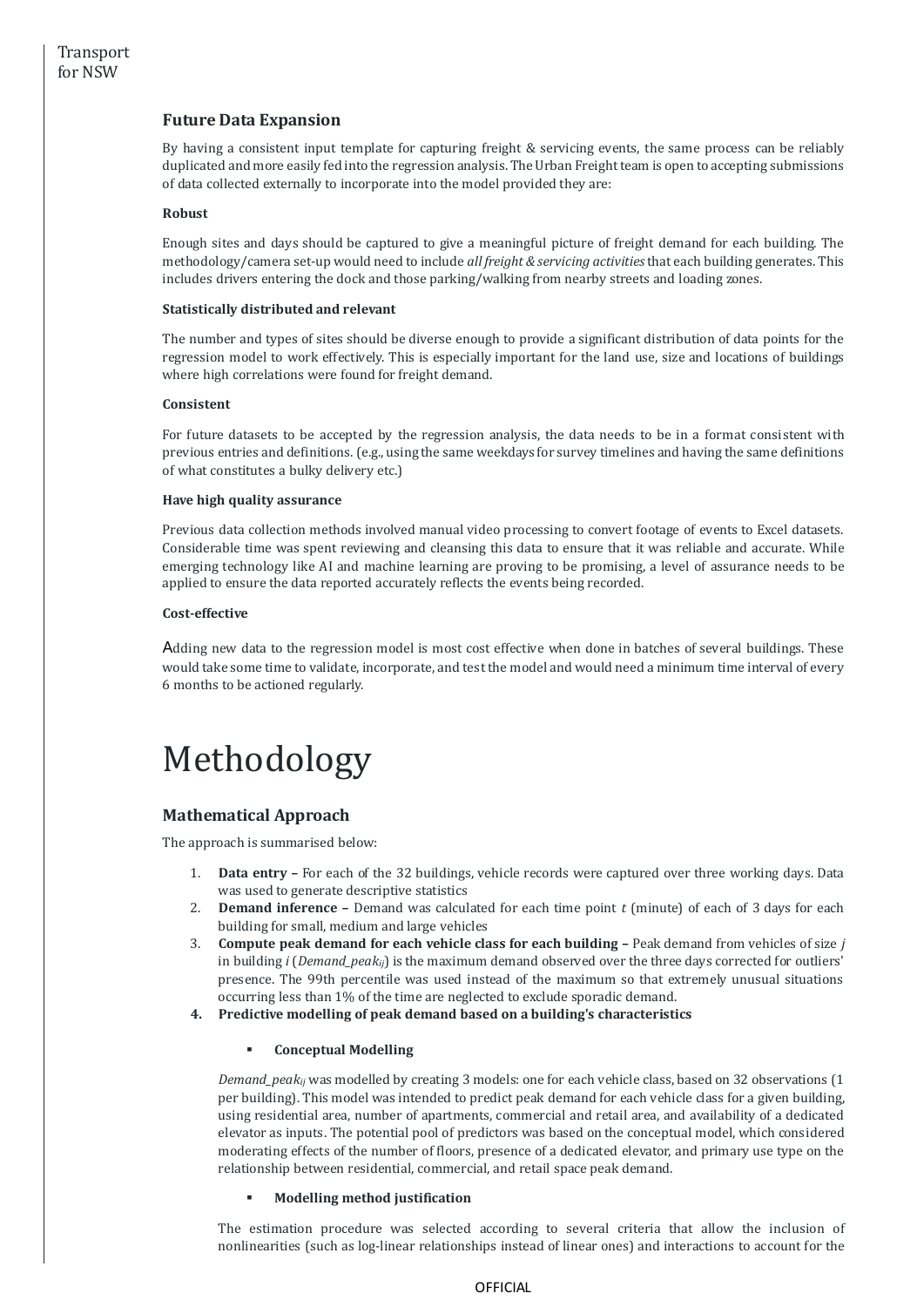### Future Data Expansion

By having a consistent input template for capturing freight & servicing events, the same process can be reliably duplicated and more easily fed into the regression analysis. The Urban Freight team is open to accepting submissions of data collected externally to incorporate into the model provided they are:

**Robust**

Enough sites and days should be captured to give a meaningful picture of freight demand for each building. The methodology/camera set-up would need to include *all freight & servicing activities* that each building generates. This includes drivers entering the dock and those parking/walking from nearby streets and loading zones.

**Statistically distributed and relevant**

The number and types of sites should be diverse enough to provide a significant distribution of data points for the regression model to work effectively. This is especially important for the land use, size and locations of buildings where high correlations were found for freight demand.

**Consistent**

For future datasets to be accepted by the regression analysis, the data needs to be in a format consistent with previous entries and definitions. (e.g., using the same weekdays for survey timelines and having the same definitions of what constitutes a bulky delivery etc.)

**Have high quality assurance**

Previous data collection methods involved manual video processing to convert footage of events to Excel datasets. Considerable time was spent reviewing and cleansing this data to ensure that it was reliable and accurate. While emerging technology like AI and machine learning are proving to be promising, a level of assurance needs to be applied to ensure the data reported accurately reflects the events being recorded.

**Cost-effective**

Adding new data to the regression model is most cost effective when done in batches of several buildings. These would take some time to validate, incorporate, and test the model and would need a minimum time interval of every 6 months to be actioned regularly.

# Methodology

### Mathematical Approach

The approach is summarised below:

1. **Data entry –** For each of the 32 buildings, vehicle records were captured over three working days. Data was used to generate descriptive statistics
2. **Demand inference –** Demand was calculated for each time point $t$ (minute) of each of 3 days for each building for small, medium and large vehicles
3. **Compute peak demand for each vehicle class for each building –** Peak demand from vehicles of size $j$ in building $i$ ($Demand\_peak_{ij}$) is the maximum demand observed over the three days corrected for outliers' presence. The 99th percentile was used instead of the maximum so that extremely unusual situations occurring less than 1% of the time are neglected to exclude sporadic demand.
4. **Predictive modelling of peak demand based on a building's characteristics**

   - **Conceptual Modelling**

   $Demand\_peak_{ij}$ was modelled by creating 3 models: one for each vehicle class, based on 32 observations (1 per building). This model was intended to predict peak demand for each vehicle class for a given building, using residential area, number of apartments, commercial and retail area, and availability of a dedicated elevator as inputs. The potential pool of predictors was based on the conceptual model, which considered moderating effects of the number of floors, presence of a dedicated elevator, and primary use type on the relationship between residential, commercial, and retail space peak demand.

   - **Modelling method justification**

   The estimation procedure was selected according to several criteria that allow the inclusion of nonlinearities (such as log-linear relationships instead of linear ones) and interactions to account for the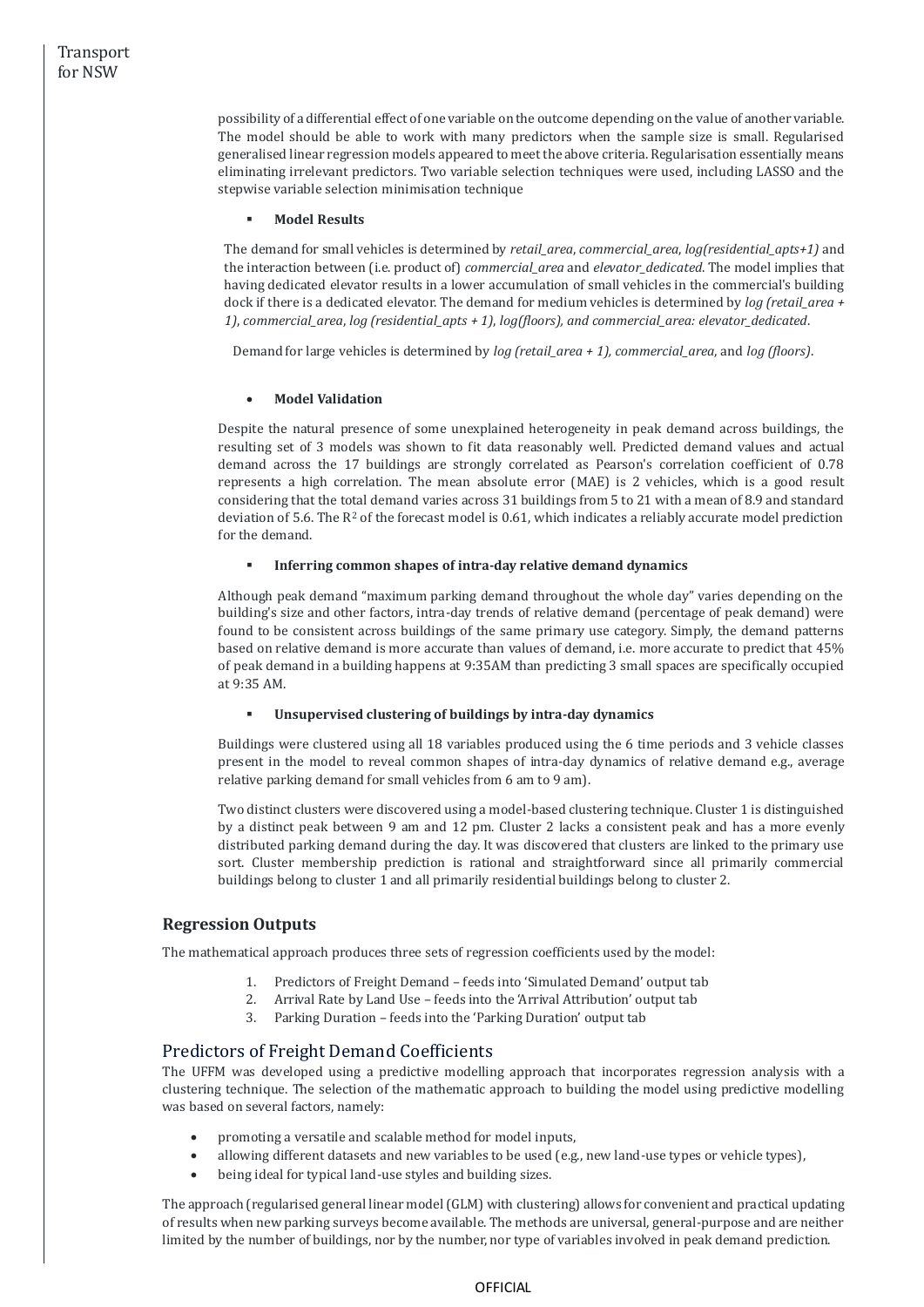possibility of a differential effect of one variable on the outcome depending on the value of another variable. The model should be able to work with many predictors when the sample size is small. Regularised generalised linear regression models appeared to meet the above criteria. Regularisation essentially means eliminating irrelevant predictors. Two variable selection techniques were used, including LASSO and the stepwise variable selection minimisation technique

- **Model Results**

The demand for small vehicles is determined by *retail_area*, *commercial_area*, *log(residential_apts+1)* and the interaction between (i.e. product of) *commercial_area* and *elevator_dedicated*. The model implies that having dedicated elevator results in a lower accumulation of small vehicles in the commercial's building dock if there is a dedicated elevator. The demand for medium vehicles is determined by *log (retail_area + 1)*, *commercial_area*, *log (residential_apts + 1)*, *log(floors), and commercial_area: elevator_dedicated*.

Demand for large vehicles is determined by *log (retail_area + 1)*, *commercial_area*, and *log (floors)*.

- **Model Validation**

Despite the natural presence of some unexplained heterogeneity in peak demand across buildings, the resulting set of 3 models was shown to fit data reasonably well. Predicted demand values and actual demand across the 17 buildings are strongly correlated as Pearson's correlation coefficient of 0.78 represents a high correlation. The mean absolute error (MAE) is 2 vehicles, which is a good result considering that the total demand varies across 31 buildings from 5 to 21 with a mean of 8.9 and standard deviation of 5.6. The $R^2$ of the forecast model is 0.61, which indicates a reliably accurate model prediction for the demand.

- **Inferring common shapes of intra-day relative demand dynamics**

Although peak demand "maximum parking demand throughout the whole day" varies depending on the building's size and other factors, intra-day trends of relative demand (percentage of peak demand) were found to be consistent across buildings of the same primary use category. Simply, the demand patterns based on relative demand is more accurate than values of demand, i.e. more accurate to predict that 45% of peak demand in a building happens at 9:35AM than predicting 3 small spaces are specifically occupied at 9:35 AM.

- **Unsupervised clustering of buildings by intra-day dynamics**

Buildings were clustered using all 18 variables produced using the 6 time periods and 3 vehicle classes present in the model to reveal common shapes of intra-day dynamics of relative demand e.g., average relative parking demand for small vehicles from 6 am to 9 am).

Two distinct clusters were discovered using a model-based clustering technique. Cluster 1 is distinguished by a distinct peak between 9 am and 12 pm. Cluster 2 lacks a consistent peak and has a more evenly distributed parking demand during the day. It was discovered that clusters are linked to the primary use sort. Cluster membership prediction is rational and straightforward since all primarily commercial buildings belong to cluster 1 and all primarily residential buildings belong to cluster 2.

## Regression Outputs

The mathematical approach produces three sets of regression coefficients used by the model:

1. Predictors of Freight Demand – feeds into 'Simulated Demand' output tab
2. Arrival Rate by Land Use – feeds into the 'Arrival Attribution' output tab
3. Parking Duration – feeds into the 'Parking Duration' output tab

## Predictors of Freight Demand Coefficients

The UFFM was developed using a predictive modelling approach that incorporates regression analysis with a clustering technique. The selection of the mathematic approach to building the model using predictive modelling was based on several factors, namely:

- promoting a versatile and scalable method for model inputs,
- allowing different datasets and new variables to be used (e.g., new land-use types or vehicle types),
- being ideal for typical land-use styles and building sizes.

The approach (regularised general linear model (GLM) with clustering) allows for convenient and practical updating of results when new parking surveys become available. The methods are universal, general-purpose and are neither limited by the number of buildings, nor by the number, nor type of variables involved in peak demand prediction.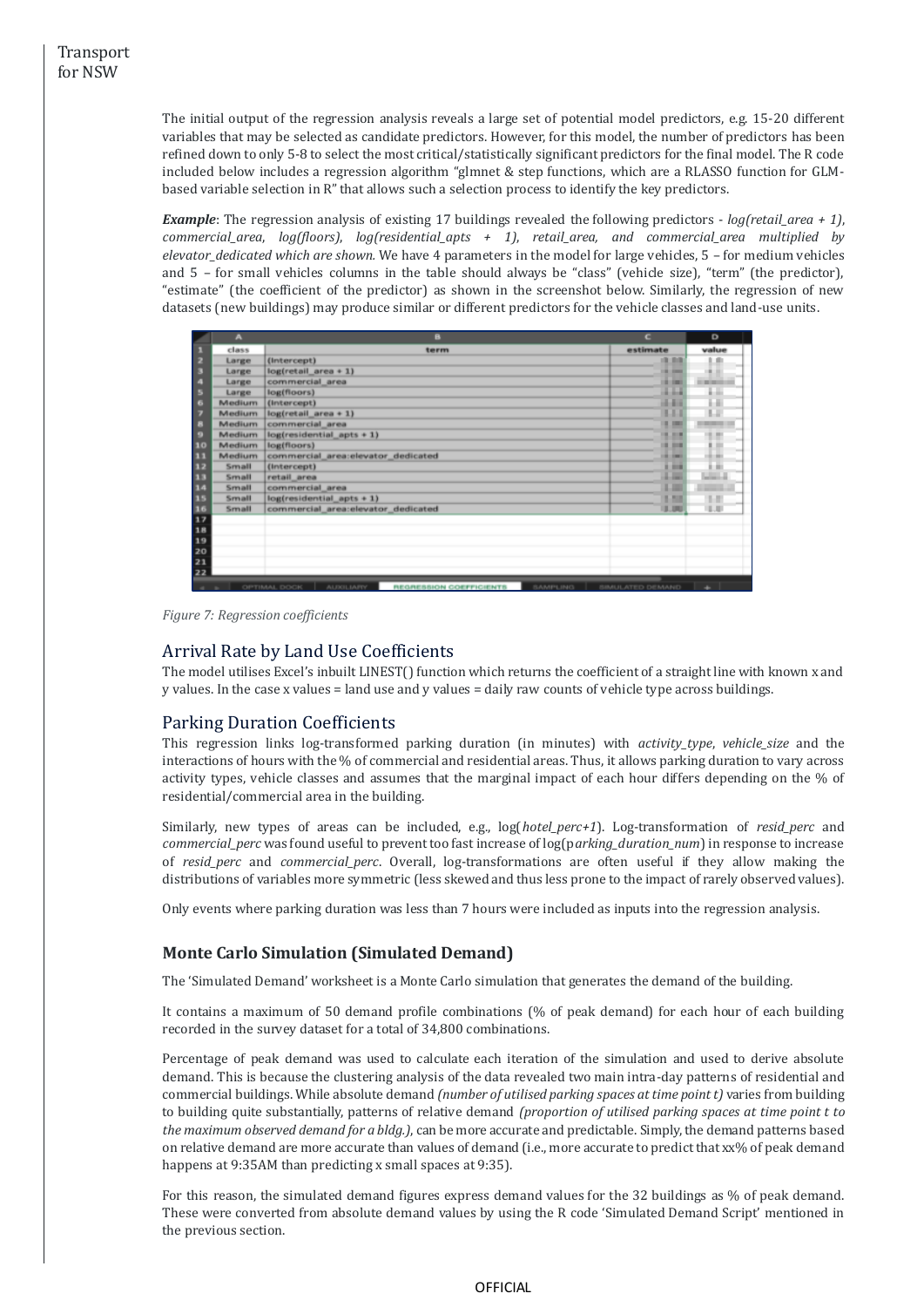The initial output of the regression analysis reveals a large set of potential model predictors, e.g. 15-20 different variables that may be selected as candidate predictors. However, for this model, the number of predictors has been refined down to only 5-8 to select the most critical/statistically significant predictors for the final model. The R code included below includes a regression algorithm "glmnet & step functions, which are a RLASSO function for GLM-based variable selection in R" that allows such a selection process to identify the key predictors.

***Example***: The regression analysis of existing 17 buildings revealed the following predictors - *log(retail_area + 1)*, *commercial_area*, *log(floors)*, *log(residential_apts + 1)*, *retail_area, and commercial_area multiplied by elevator_dedicated which are shown.* We have 4 parameters in the model for large vehicles, 5 – for medium vehicles and 5 – for small vehicles columns in the table should always be "class" (vehicle size), "term" (the predictor), "estimate" (the coefficient of the predictor) as shown in the screenshot below. Similarly, the regression of new datasets (new buildings) may produce similar or different predictors for the vehicle classes and land-use units.

| class | term | estimate | value |
|---|---|---|---|
| Large | (Intercept) | | |
| Large | log(retail_area + 1) | | |
| Large | commercial_area | | |
| Large | log(floors) | | |
| Medium | (Intercept) | | |
| Medium | log(retail_area + 1) | | |
| Medium | commercial_area | | |
| Medium | log(residential_apts + 1) | | |
| Medium | log(floors) | | |
| Medium | commercial_area:elevator_dedicated | | |
| Small | (Intercept) | | |
| Small | retail_area | | |
| Small | commercial_area | | |
| Small | log(residential_apts + 1) | | |
| Small | commercial_area:elevator_dedicated | | |

*Figure 7: Regression coefficients*

## Arrival Rate by Land Use Coefficients

The model utilises Excel's inbuilt LINEST() function which returns the coefficient of a straight line with known x and y values. In the case x values = land use and y values = daily raw counts of vehicle type across buildings.

## Parking Duration Coefficients

This regression links log-transformed parking duration (in minutes) with *activity_type*, *vehicle_size* and the interactions of hours with the % of commercial and residential areas. Thus, it allows parking duration to vary across activity types, vehicle classes and assumes that the marginal impact of each hour differs depending on the % of residential/commercial area in the building.

Similarly, new types of areas can be included, e.g., log(*hotel_perc+1*). Log-transformation of *resid_perc* and *commercial_perc* was found useful to prevent too fast increase of log(p*arking_duration_num*) in response to increase of *resid_perc* and *commercial_perc*. Overall, log-transformations are often useful if they allow making the distributions of variables more symmetric (less skewed and thus less prone to the impact of rarely observed values).

Only events where parking duration was less than 7 hours were included as inputs into the regression analysis.

### Monte Carlo Simulation (Simulated Demand)

The 'Simulated Demand' worksheet is a Monte Carlo simulation that generates the demand of the building.

It contains a maximum of 50 demand profile combinations (% of peak demand) for each hour of each building recorded in the survey dataset for a total of 34,800 combinations.

Percentage of peak demand was used to calculate each iteration of the simulation and used to derive absolute demand. This is because the clustering analysis of the data revealed two main intra-day patterns of residential and commercial buildings. While absolute demand *(number of utilised parking spaces at time point t)* varies from building to building quite substantially, patterns of relative demand *(proportion of utilised parking spaces at time point t to the maximum observed demand for a bldg.)*, can be more accurate and predictable. Simply, the demand patterns based on relative demand are more accurate than values of demand (i.e., more accurate to predict that xx% of peak demand happens at 9:35AM than predicting x small spaces at 9:35).

For this reason, the simulated demand figures express demand values for the 32 buildings as % of peak demand. These were converted from absolute demand values by using the R code 'Simulated Demand Script' mentioned in the previous section.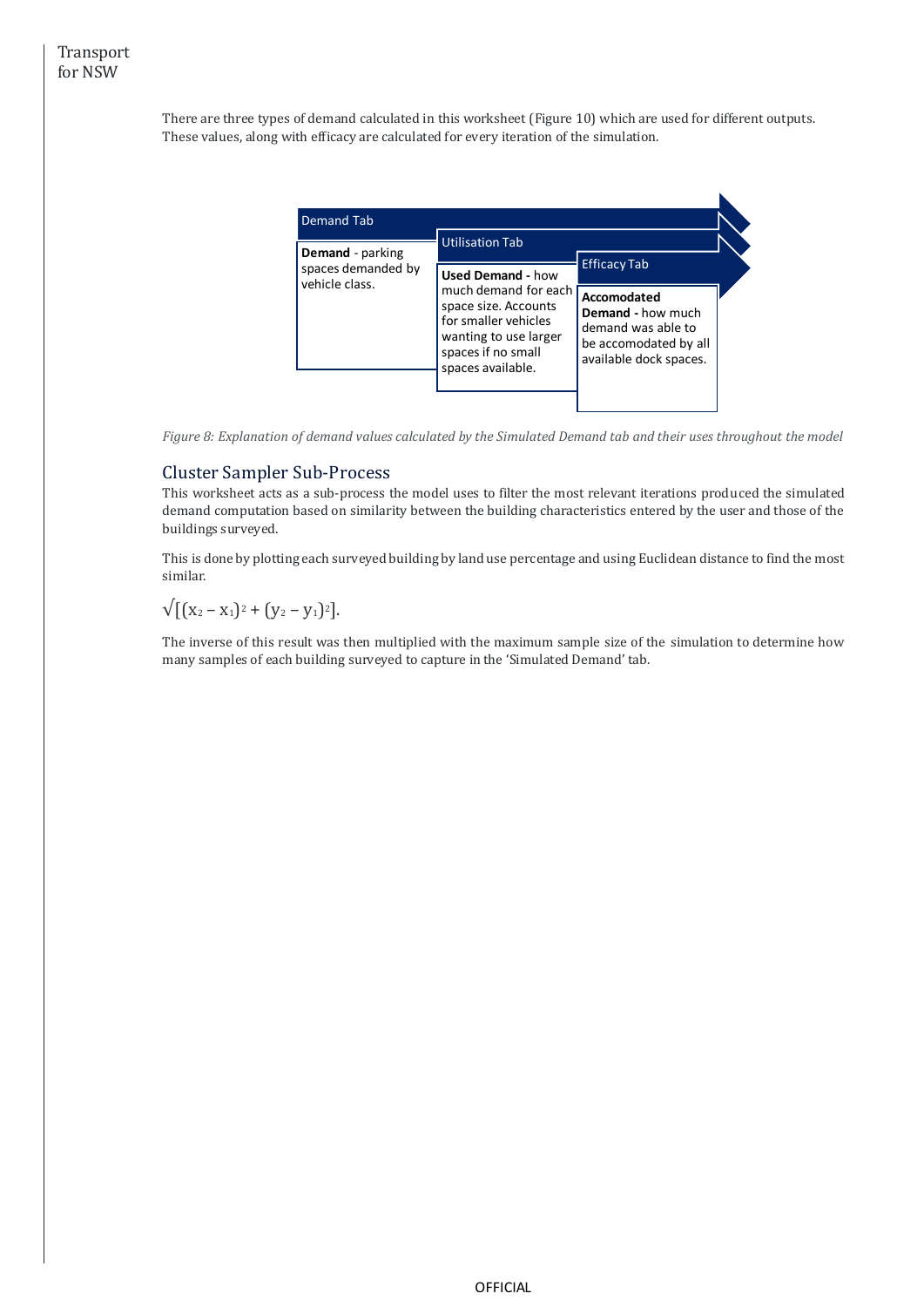There are three types of demand calculated in this worksheet (Figure 10) which are used for different outputs. These values, along with efficacy are calculated for every iteration of the simulation.

Demand Tab

**Demand** - parking spaces demanded by vehicle class.

Utilisation Tab

**Used Demand -** how much demand for each space size. Accounts for smaller vehicles wanting to use larger spaces if no small spaces available.

Efficacy Tab

**Accomodated Demand -** how much demand was able to be accomodated by all available dock spaces.

*Figure 8: Explanation of demand values calculated by the Simulated Demand tab and their uses throughout the model*

## Cluster Sampler Sub-Process

This worksheet acts as a sub-process the model uses to filter the most relevant iterations produced the simulated demand computation based on similarity between the building characteristics entered by the user and those of the buildings surveyed.

This is done by plotting each surveyed building by land use percentage and using Euclidean distance to find the most similar.

$$\sqrt{[(x_2 - x_1)^2 + (y_2 - y_1)^2]}.$$

The inverse of this result was then multiplied with the maximum sample size of the simulation to determine how many samples of each building surveyed to capture in the 'Simulated Demand' tab.